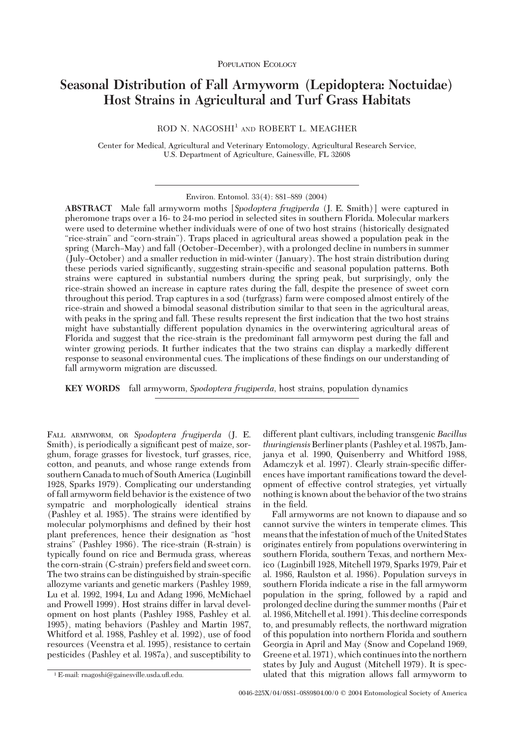POPULATION ECOLOGY

# Seasonal Distribution of Fall Armyworm (Lepidoptera: Noctuidae) Host Strains in Agricultural and Turf Grass Habitats

ROD N. NAGOSHI[1] AND ROBERT L. MEAGHER

Center for Medical, Agricultural and Veterinary Entomology, Agricultural Research Service, U.S. Department of Agriculture, Gainesville, FL 32608

Environ. Entomol. 33(4): 881–889 (2004)

**ABSTRACT** Male fall armyworm moths [*Spodoptera frugiperda* (J. E. Smith)] were captured in pheromone traps over a 16- to 24-mo period in selected sites in southern Florida. Molecular markers were used to determine whether individuals were of one of two host strains (historically designated "rice-strain" and "corn-strain"). Traps placed in agricultural areas showed a population peak in the spring (March–May) and fall (October–December), with a prolonged decline in numbers in summer (July–October) and a smaller reduction in mid-winter (January). The host strain distribution during these periods varied significantly, suggesting strain-specific and seasonal population patterns. Both strains were captured in substantial numbers during the spring peak, but surprisingly, only the rice-strain showed an increase in capture rates during the fall, despite the presence of sweet corn throughout this period. Trap captures in a sod (turfgrass) farm were composed almost entirely of the rice-strain and showed a bimodal seasonal distribution similar to that seen in the agricultural areas, with peaks in the spring and fall. These results represent the first indication that the two host strains might have substantially different population dynamics in the overwintering agricultural areas of Florida and suggest that the rice-strain is the predominant fall armyworm pest during the fall and winter growing periods. It further indicates that the two strains can display a markedly different response to seasonal environmental cues. The implications of these findings on our understanding of fall armyworm migration are discussed.

**KEY WORDS** fall armyworm, *Spodoptera frugiperda*, host strains, population dynamics

FALL ARMYWORM, OR *Spodoptera frugiperda* (J. E. Smith), is periodically a significant pest of maize, sorghum, forage grasses for livestock, turf grasses, rice, cotton, and peanuts, and whose range extends from southern Canada to much of South America (Luginbill 1928, Sparks 1979). Complicating our understanding of fall armyworm field behavior is the existence of two sympatric and morphologically identical strains (Pashley et al. 1985). The strains were identified by molecular polymorphisms and defined by their host plant preferences, hence their designation as "host strains" (Pashley 1986). The rice-strain (R-strain) is typically found on rice and Bermuda grass, whereas the corn-strain (C-strain) prefers field and sweet corn. The two strains can be distinguished by strain-specific allozyme variants and genetic markers (Pashley 1989, Lu et al. 1992, 1994, Lu and Adang 1996, McMichael and Prowell 1999). Host strains differ in larval development on host plants (Pashley 1988, Pashley et al. 1995), mating behaviors (Pashley and Martin 1987, Whitford et al. 1988, Pashley et al. 1992), use of food resources (Veenstra et al. 1995), resistance to certain pesticides (Pashley et al. 1987a), and susceptibility to different plant cultivars, including transgenic *Bacillus thuringiensis* Berliner plants (Pashley et al. 1987b, Jamjanya et al. 1990, Quisenberry and Whitford 1988, Adamczyk et al. 1997). Clearly strain-specific differences have important ramifications toward the development of effective control strategies, yet virtually nothing is known about the behavior of the two strains in the field.

Fall armyworms are not known to diapause and so cannot survive the winters in temperate climes. This means that the infestation of much of the United States originates entirely from populations overwintering in southern Florida, southern Texas, and northern Mexico (Luginbill 1928, Mitchell 1979, Sparks 1979, Pair et al. 1986, Raulston et al. 1986). Population surveys in southern Florida indicate a rise in the fall armyworm population in the spring, followed by a rapid and prolonged decline during the summer months (Pair et al. 1986, Mitchell et al. 1991). This decline corresponds to, and presumably reflects, the northward migration of this population into northern Florida and southern Georgia in April and May (Snow and Copeland 1969, Greene et al. 1971), which continues into the northern states by July and August (Mitchell 1979). It is speculated that this migration allows fall armyworm to

[1] E-mail: rnagoshi@gainesville.usda.ufl.edu.

0046-225X/04/0881–0889$04.00/0 © 2004 Entomological Society of America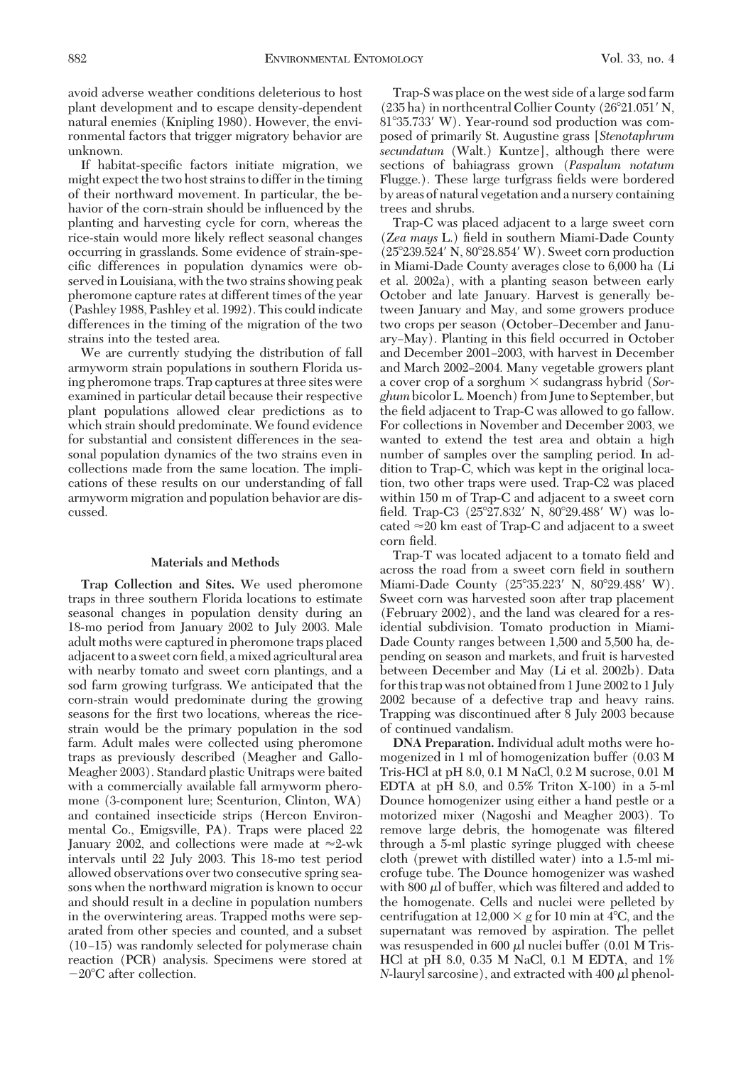avoid adverse weather conditions deleterious to host plant development and to escape density-dependent natural enemies (Knipling 1980). However, the environmental factors that trigger migratory behavior are unknown.

If habitat-specific factors initiate migration, we might expect the two host strains to differ in the timing of their northward movement. In particular, the behavior of the corn-strain should be influenced by the planting and harvesting cycle for corn, whereas the rice-stain would more likely reflect seasonal changes occurring in grasslands. Some evidence of strain-specific differences in population dynamics were observed in Louisiana, with the two strains showing peak pheromone capture rates at different times of the year (Pashley 1988, Pashley et al. 1992). This could indicate differences in the timing of the migration of the two strains into the tested area.

We are currently studying the distribution of fall armyworm strain populations in southern Florida using pheromone traps. Trap captures at three sites were examined in particular detail because their respective plant populations allowed clear predictions as to which strain should predominate. We found evidence for substantial and consistent differences in the seasonal population dynamics of the two strains even in collections made from the same location. The implications of these results on our understanding of fall armyworm migration and population behavior are discussed.

## Materials and Methods

**Trap Collection and Sites.** We used pheromone traps in three southern Florida locations to estimate seasonal changes in population density during an 18-mo period from January 2002 to July 2003. Male adult moths were captured in pheromone traps placed adjacent to a sweet corn field, a mixed agricultural area with nearby tomato and sweet corn plantings, and a sod farm growing turfgrass. We anticipated that the corn-strain would predominate during the growing seasons for the first two locations, whereas the rice-strain would be the primary population in the sod farm. Adult males were collected using pheromone traps as previously described (Meagher and Gallo-Meagher 2003). Standard plastic Unitraps were baited with a commercially available fall armyworm pheromone (3-component lure; Scenturion, Clinton, WA) and contained insecticide strips (Hercon Environmental Co., Emigsville, PA). Traps were placed 22 January 2002, and collections were made at ≈2-wk intervals until 22 July 2003. This 18-mo test period allowed observations over two consecutive spring seasons when the northward migration is known to occur and should result in a decline in population numbers in the overwintering areas. Trapped moths were separated from other species and counted, and a subset (10–15) was randomly selected for polymerase chain reaction (PCR) analysis. Specimens were stored at −20°C after collection.

Trap-S was place on the west side of a large sod farm (235 ha) in northcentral Collier County (26°21.051′ N, 81°35.733′ W). Year-round sod production was composed of primarily St. Augustine grass [*Stenotaphrum secundatum* (Walt.) Kuntze], although there were sections of bahiagrass grown (*Paspalum notatum* Flugge.). These large turfgrass fields were bordered by areas of natural vegetation and a nursery containing trees and shrubs.

Trap-C was placed adjacent to a large sweet corn (*Zea mays* L.) field in southern Miami-Dade County (25°239.524′ N, 80°28.854′ W). Sweet corn production in Miami-Dade County averages close to 6,000 ha (Li et al. 2002a), with a planting season between early October and late January. Harvest is generally between January and May, and some growers produce two crops per season (October–December and January–May). Planting in this field occurred in October and December 2001–2003, with harvest in December and March 2002–2004. Many vegetable growers plant a cover crop of a sorghum × sudangrass hybrid (*Sorghum* bicolor L. Moench) from June to September, but the field adjacent to Trap-C was allowed to go fallow. For collections in November and December 2003, we wanted to extend the test area and obtain a high number of samples over the sampling period. In addition to Trap-C, which was kept in the original location, two other traps were used. Trap-C2 was placed within 150 m of Trap-C and adjacent to a sweet corn field. Trap-C3 (25°27.832′ N, 80°29.488′ W) was located ≈20 km east of Trap-C and adjacent to a sweet corn field.

Trap-T was located adjacent to a tomato field and across the road from a sweet corn field in southern Miami-Dade County (25°35.223′ N, 80°29.488′ W). Sweet corn was harvested soon after trap placement (February 2002), and the land was cleared for a residential subdivision. Tomato production in Miami-Dade County ranges between 1,500 and 5,500 ha, depending on season and markets, and fruit is harvested between December and May (Li et al. 2002b). Data for this trap was not obtained from 1 June 2002 to 1 July 2002 because of a defective trap and heavy rains. Trapping was discontinued after 8 July 2003 because of continued vandalism.

**DNA Preparation.** Individual adult moths were homogenized in 1 ml of homogenization buffer (0.03 M Tris-HCl at pH 8.0, 0.1 M NaCl, 0.2 M sucrose, 0.01 M EDTA at pH 8.0, and 0.5% Triton X-100) in a 5-ml Dounce homogenizer using either a hand pestle or a motorized mixer (Nagoshi and Meagher 2003). To remove large debris, the homogenate was filtered through a 5-ml plastic syringe plugged with cheese cloth (prewet with distilled water) into a 1.5-ml microfuge tube. The Dounce homogenizer was washed with 800 μl of buffer, which was filtered and added to the homogenate. Cells and nuclei were pelleted by centrifugation at 12,000 × *g* for 10 min at 4°C, and the supernatant was removed by aspiration. The pellet was resuspended in 600 μl nuclei buffer (0.01 M Tris-HCl at pH 8.0, 0.35 M NaCl, 0.1 M EDTA, and 1% *N*-lauryl sarcosine), and extracted with 400 μl phenol-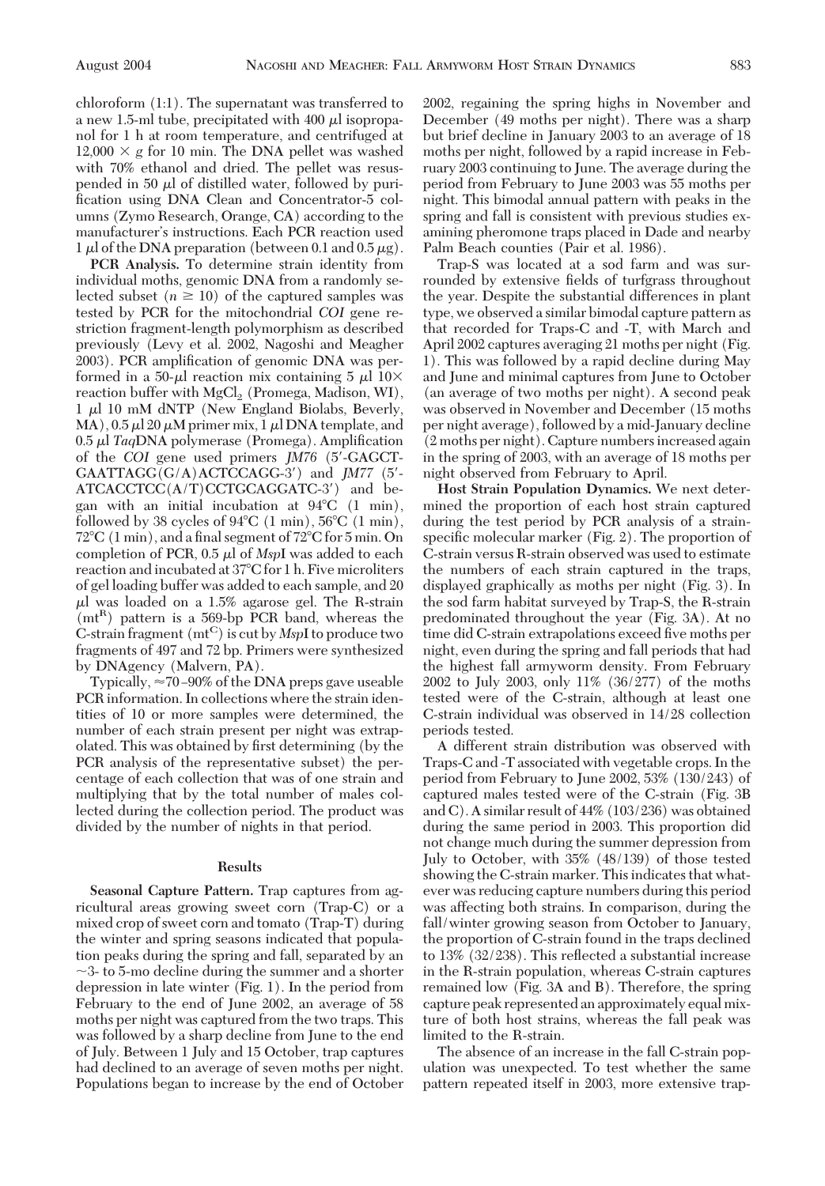chloroform (1:1). The supernatant was transferred to a new 1.5-ml tube, precipitated with 400 μl isopropanol for 1 h at room temperature, and centrifuged at 12,000 × g for 10 min. The DNA pellet was washed with 70% ethanol and dried. The pellet was resuspended in 50 μl of distilled water, followed by purification using DNA Clean and Concentrator-5 columns (Zymo Research, Orange, CA) according to the manufacturer's instructions. Each PCR reaction used 1 μl of the DNA preparation (between 0.1 and 0.5 μg).

**PCR Analysis.** To determine strain identity from individual moths, genomic DNA from a randomly selected subset ($n \geq 10$) of the captured samples was tested by PCR for the mitochondrial *COI* gene restriction fragment-length polymorphism as described previously (Levy et al. 2002, Nagoshi and Meagher 2003). PCR amplification of genomic DNA was performed in a 50-μl reaction mix containing 5 μl 10× reaction buffer with $MgCl_2$ (Promega, Madison, WI), 1 μl 10 mM dNTP (New England Biolabs, Beverly, MA), 0.5 μl 20 μM primer mix, 1 μl DNA template, and 0.5 μl *Taq*DNA polymerase (Promega). Amplification of the *COI* gene used primers *JM76* (5′-GAGCTGAATTAGG(G/A)ACTCCAGG-3′) and *JM77* (5′-ATCACCTCC(A/T)CCTGCAGGATC-3′) and began with an initial incubation at 94°C (1 min), followed by 38 cycles of 94°C (1 min), 56°C (1 min), 72°C (1 min), and a final segment of 72°C for 5 min. On completion of PCR, 0.5 μl of *Msp*I was added to each reaction and incubated at 37°C for 1 h. Five microliters of gel loading buffer was added to each sample, and 20 μl was loaded on a 1.5% agarose gel. The R-strain ($mt^R$) pattern is a 569-bp PCR band, whereas the C-strain fragment ($mt^C$) is cut by *Msp*I to produce two fragments of 497 and 72 bp. Primers were synthesized by DNAgency (Malvern, PA).

Typically, ≈70–90% of the DNA preps gave useable PCR information. In collections where the strain identities of 10 or more samples were determined, the number of each strain present per night was extrapolated. This was obtained by first determining (by the PCR analysis of the representative subset) the percentage of each collection that was of one strain and multiplying that by the total number of males collected during the collection period. The product was divided by the number of nights in that period.

## Results

**Seasonal Capture Pattern.** Trap captures from agricultural areas growing sweet corn (Trap-C) or a mixed crop of sweet corn and tomato (Trap-T) during the winter and spring seasons indicated that population peaks during the spring and fall, separated by an ~3- to 5-mo decline during the summer and a shorter depression in late winter (Fig. 1). In the period from February to the end of June 2002, an average of 58 moths per night was captured from the two traps. This was followed by a sharp decline from June to the end of July. Between 1 July and 15 October, trap captures had declined to an average of seven moths per night. Populations began to increase by the end of October 2002, regaining the spring highs in November and December (49 moths per night). There was a sharp but brief decline in January 2003 to an average of 18 moths per night, followed by a rapid increase in February 2003 continuing to June. The average during the period from February to June 2003 was 55 moths per night. This bimodal annual pattern with peaks in the spring and fall is consistent with previous studies examining pheromone traps placed in Dade and nearby Palm Beach counties (Pair et al. 1986).

Trap-S was located at a sod farm and was surrounded by extensive fields of turfgrass throughout the year. Despite the substantial differences in plant type, we observed a similar bimodal capture pattern as that recorded for Traps-C and -T, with March and April 2002 captures averaging 21 moths per night (Fig. 1). This was followed by a rapid decline during May and June and minimal captures from June to October (an average of two moths per night). A second peak was observed in November and December (15 moths per night average), followed by a mid-January decline (2 moths per night). Capture numbers increased again in the spring of 2003, with an average of 18 moths per night observed from February to April.

**Host Strain Population Dynamics.** We next determined the proportion of each host strain captured during the test period by PCR analysis of a strain-specific molecular marker (Fig. 2). The proportion of C-strain versus R-strain observed was used to estimate the numbers of each strain captured in the traps, displayed graphically as moths per night (Fig. 3). In the sod farm habitat surveyed by Trap-S, the R-strain predominated throughout the year (Fig. 3A). At no time did C-strain extrapolations exceed five moths per night, even during the spring and fall periods that had the highest fall armyworm density. From February 2002 to July 2003, only 11% (36/277) of the moths tested were of the C-strain, although at least one C-strain individual was observed in 14/28 collection periods tested.

A different strain distribution was observed with Traps-C and -T associated with vegetable crops. In the period from February to June 2002, 53% (130/243) of captured males tested were of the C-strain (Fig. 3B and C). A similar result of 44% (103/236) was obtained during the same period in 2003. This proportion did not change much during the summer depression from July to October, with 35% (48/139) of those tested showing the C-strain marker. This indicates that whatever was reducing capture numbers during this period was affecting both strains. In comparison, during the fall/winter growing season from October to January, the proportion of C-strain found in the traps declined to 13% (32/238). This reflected a substantial increase in the R-strain population, whereas C-strain captures remained low (Fig. 3A and B). Therefore, the spring capture peak represented an approximately equal mixture of both host strains, whereas the fall peak was limited to the R-strain.

The absence of an increase in the fall C-strain population was unexpected. To test whether the same pattern repeated itself in 2003, more extensive trap-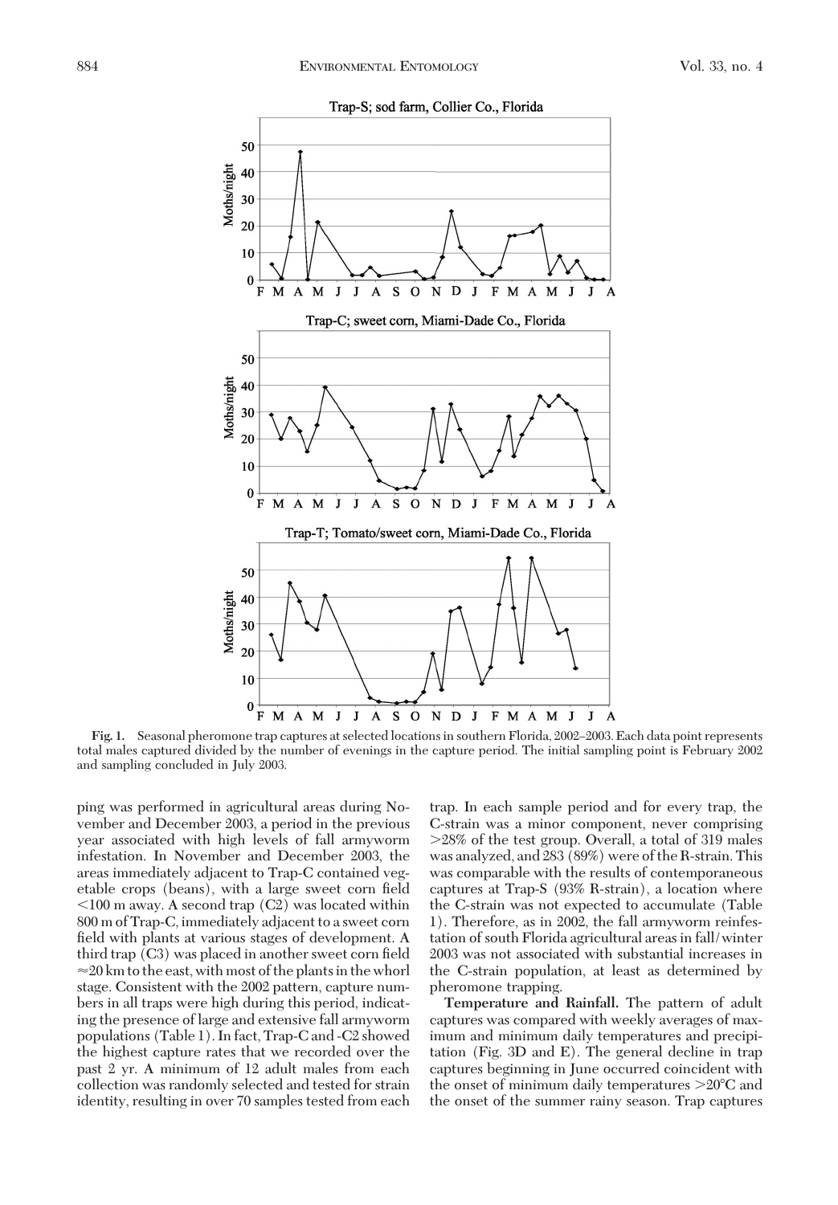**Fig. 1.** Seasonal pheromone trap captures at selected locations in southern Florida, 2002–2003. Each data point represents total males captured divided by the number of evenings in the capture period. The initial sampling point is February 2002 and sampling concluded in July 2003.

ping was performed in agricultural areas during November and December 2003, a period in the previous year associated with high levels of fall armyworm infestation. In November and December 2003, the areas immediately adjacent to Trap-C contained vegetable crops (beans), with a large sweet corn field <100 m away. A second trap (C2) was located within 800 m of Trap-C, immediately adjacent to a sweet corn field with plants at various stages of development. A third trap (C3) was placed in another sweet corn field ≈20 km to the east, with most of the plants in the whorl stage. Consistent with the 2002 pattern, capture numbers in all traps were high during this period, indicating the presence of large and extensive fall armyworm populations (Table 1). In fact, Trap-C and -C2 showed the highest capture rates that we recorded over the past 2 yr. A minimum of 12 adult males from each collection was randomly selected and tested for strain identity, resulting in over 70 samples tested from each trap. In each sample period and for every trap, the C-strain was a minor component, never comprising >28% of the test group. Overall, a total of 319 males was analyzed, and 283 (89%) were of the R-strain. This was comparable with the results of contemporaneous captures at Trap-S (93% R-strain), a location where the C-strain was not expected to accumulate (Table 1). Therefore, as in 2002, the fall armyworm reinfestation of south Florida agricultural areas in fall/winter 2003 was not associated with substantial increases in the C-strain population, at least as determined by pheromone trapping.

**Temperature and Rainfall.** The pattern of adult captures was compared with weekly averages of maximum and minimum daily temperatures and precipitation (Fig. 3D and E). The general decline in trap captures beginning in June occurred coincident with the onset of minimum daily temperatures >20°C and the onset of the summer rainy season. Trap captures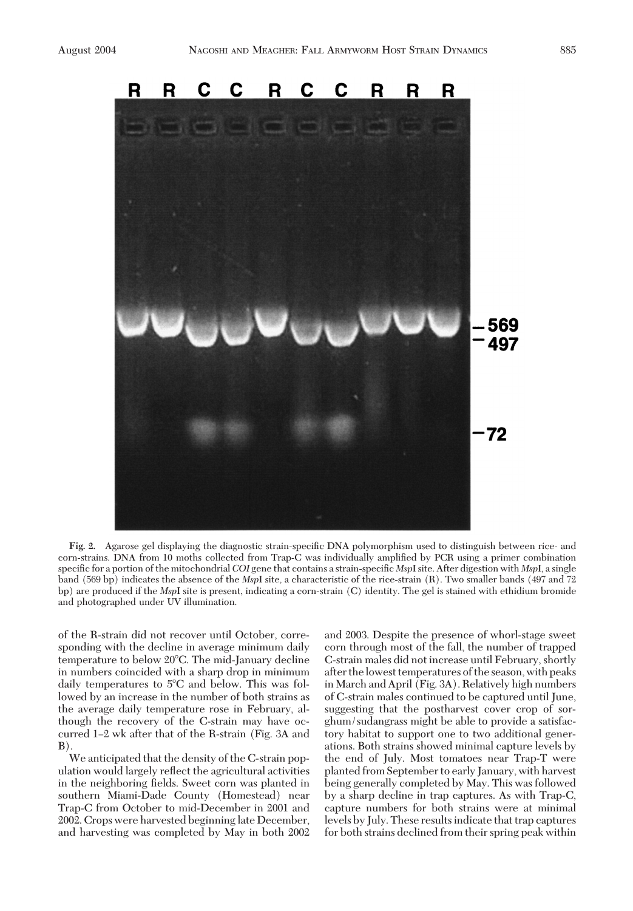Fig. 2. Agarose gel displaying the diagnostic strain-specific DNA polymorphism used to distinguish between rice- and corn-strains. DNA from 10 moths collected from Trap-C was individually amplified by PCR using a primer combination specific for a portion of the mitochondrial *COI* gene that contains a strain-specific *Msp*I site. After digestion with *Msp*I, a single band (569 bp) indicates the absence of the *Msp*I site, a characteristic of the rice-strain (R). Two smaller bands (497 and 72 bp) are produced if the *Msp*I site is present, indicating a corn-strain (C) identity. The gel is stained with ethidium bromide and photographed under UV illumination.

of the R-strain did not recover until October, corresponding with the decline in average minimum daily temperature to below 20°C. The mid-January decline in numbers coincided with a sharp drop in minimum daily temperatures to 5°C and below. This was followed by an increase in the number of both strains as the average daily temperature rose in February, although the recovery of the C-strain may have occurred 1–2 wk after that of the R-strain (Fig. 3A and B).

We anticipated that the density of the C-strain population would largely reflect the agricultural activities in the neighboring fields. Sweet corn was planted in southern Miami-Dade County (Homestead) near Trap-C from October to mid-December in 2001 and 2002. Crops were harvested beginning late December, and harvesting was completed by May in both 2002 and 2003. Despite the presence of whorl-stage sweet corn through most of the fall, the number of trapped C-strain males did not increase until February, shortly after the lowest temperatures of the season, with peaks in March and April (Fig. 3A). Relatively high numbers of C-strain males continued to be captured until June, suggesting that the postharvest cover crop of sorghum/sudangrass might be able to provide a satisfactory habitat to support one to two additional generations. Both strains showed minimal capture levels by the end of July. Most tomatoes near Trap-T were planted from September to early January, with harvest being generally completed by May. This was followed by a sharp decline in trap captures. As with Trap-C, capture numbers for both strains were at minimal levels by July. These results indicate that trap captures for both strains declined from their spring peak within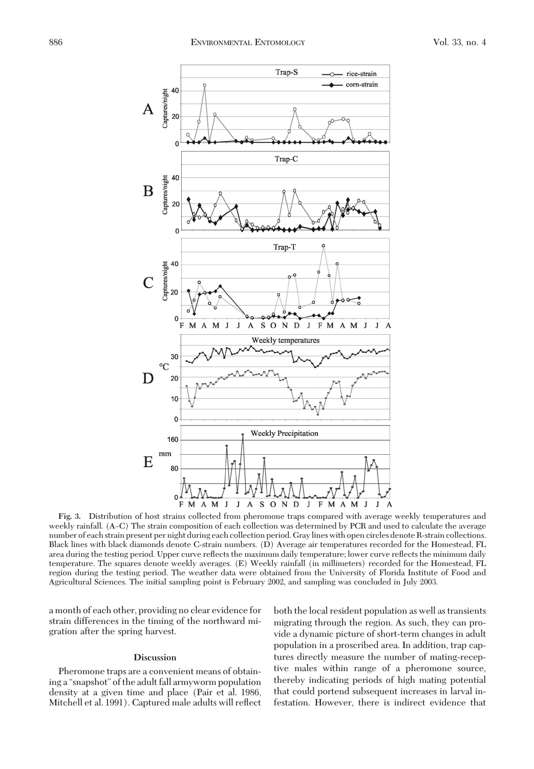**Fig. 3.** Distribution of host strains collected from pheromone traps compared with average weekly temperatures and weekly rainfall. (A–C) The strain composition of each collection was determined by PCR and used to calculate the average number of each strain present per night during each collection period. Gray lines with open circles denote R-strain collections. Black lines with black diamonds denote C-strain numbers. (D) Average air temperatures recorded for the Homestead, FL area during the testing period. Upper curve reflects the maximum daily temperature; lower curve reflects the minimum daily temperature. The squares denote weekly averages. (E) Weekly rainfall (in millimeters) recorded for the Homestead, FL region during the testing period. The weather data were obtained from the University of Florida Institute of Food and Agricultural Sciences. The initial sampling point is February 2002, and sampling was concluded in July 2003.

a month of each other, providing no clear evidence for strain differences in the timing of the northward migration after the spring harvest.

## Discussion

Pheromone traps are a convenient means of obtaining a "snapshot" of the adult fall armyworm population density at a given time and place (Pair et al. 1986, Mitchell et al. 1991). Captured male adults will reflect both the local resident population as well as transients migrating through the region. As such, they can provide a dynamic picture of short-term changes in adult population in a proscribed area. In addition, trap captures directly measure the number of mating-receptive males within range of a pheromone source, thereby indicating periods of high mating potential that could portend subsequent increases in larval infestation. However, there is indirect evidence that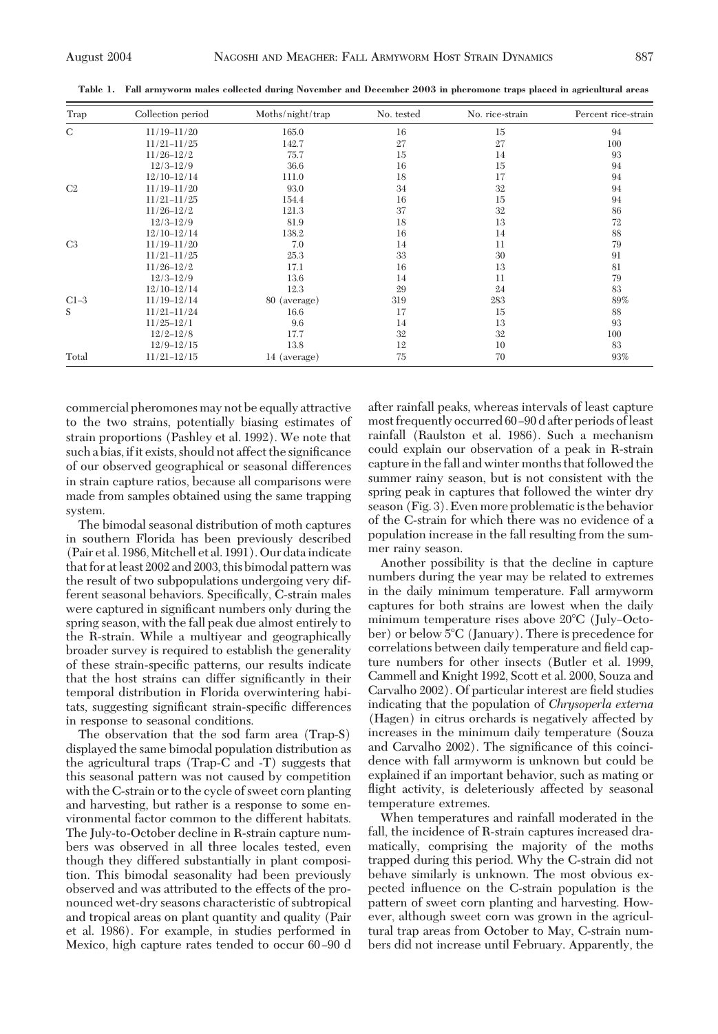**Table 1. Fall armyworm males collected during November and December 2003 in pheromone traps placed in agricultural areas**

| Trap | Collection period | Moths/night/trap | No. tested | No. rice-strain | Percent rice-strain |
|---|---|---|---|---|---|
| C | 11/19–11/20 | 165.0 | 16 | 15 | 94 |
| | 11/21–11/25 | 142.7 | 27 | 27 | 100 |
| | 11/26–12/2 | 75.7 | 15 | 14 | 93 |
| | 12/3–12/9 | 36.6 | 16 | 15 | 94 |
| | 12/10–12/14 | 111.0 | 18 | 17 | 94 |
| C2 | 11/19–11/20 | 93.0 | 34 | 32 | 94 |
| | 11/21–11/25 | 154.4 | 16 | 15 | 94 |
| | 11/26–12/2 | 121.3 | 37 | 32 | 86 |
| | 12/3–12/9 | 81.9 | 18 | 13 | 72 |
| | 12/10–12/14 | 138.2 | 16 | 14 | 88 |
| C3 | 11/19–11/20 | 7.0 | 14 | 11 | 79 |
| | 11/21–11/25 | 25.3 | 33 | 30 | 91 |
| | 11/26–12/2 | 17.1 | 16 | 13 | 81 |
| | 12/3–12/9 | 13.6 | 14 | 11 | 79 |
| | 12/10–12/14 | 12.3 | 29 | 24 | 83 |
| C1–3 | 11/19–12/14 | 80 (average) | 319 | 283 | 89% |
| S | 11/21–11/24 | 16.6 | 17 | 15 | 88 |
| | 11/25–12/1 | 9.6 | 14 | 13 | 93 |
| | 12/2–12/8 | 17.7 | 32 | 32 | 100 |
| | 12/9–12/15 | 13.8 | 12 | 10 | 83 |
| Total | 11/21–12/15 | 14 (average) | 75 | 70 | 93% |

commercial pheromones may not be equally attractive to the two strains, potentially biasing estimates of strain proportions (Pashley et al. 1992). We note that such a bias, if it exists, should not affect the significance of our observed geographical or seasonal differences in strain capture ratios, because all comparisons were made from samples obtained using the same trapping system.

The bimodal seasonal distribution of moth captures in southern Florida has been previously described (Pair et al. 1986, Mitchell et al. 1991). Our data indicate that for at least 2002 and 2003, this bimodal pattern was the result of two subpopulations undergoing very different seasonal behaviors. Specifically, C-strain males were captured in significant numbers only during the spring season, with the fall peak due almost entirely to the R-strain. While a multiyear and geographically broader survey is required to establish the generality of these strain-specific patterns, our results indicate that the host strains can differ significantly in their temporal distribution in Florida overwintering habitats, suggesting significant strain-specific differences in response to seasonal conditions.

The observation that the sod farm area (Trap-S) displayed the same bimodal population distribution as the agricultural traps (Trap-C and -T) suggests that this seasonal pattern was not caused by competition with the C-strain or to the cycle of sweet corn planting and harvesting, but rather is a response to some environmental factor common to the different habitats. The July-to-October decline in R-strain capture numbers was observed in all three locales tested, even though they differed substantially in plant composition. This bimodal seasonality had been previously observed and was attributed to the effects of the pronounced wet-dry seasons characteristic of subtropical and tropical areas on plant quantity and quality (Pair et al. 1986). For example, in studies performed in Mexico, high capture rates tended to occur 60–90 d after rainfall peaks, whereas intervals of least capture most frequently occurred 60–90 d after periods of least rainfall (Raulston et al. 1986). Such a mechanism could explain our observation of a peak in R-strain capture in the fall and winter months that followed the summer rainy season, but is not consistent with the spring peak in captures that followed the winter dry season (Fig. 3). Even more problematic is the behavior of the C-strain for which there was no evidence of a population increase in the fall resulting from the summer rainy season.

Another possibility is that the decline in capture numbers during the year may be related to extremes in the daily minimum temperature. Fall armyworm captures for both strains are lowest when the daily minimum temperature rises above 20°C (July–October) or below 5°C (January). There is precedence for correlations between daily temperature and field capture numbers for other insects (Butler et al. 1999, Cammell and Knight 1992, Scott et al. 2000, Souza and Carvalho 2002). Of particular interest are field studies indicating that the population of *Chrysoperla externa* (Hagen) in citrus orchards is negatively affected by increases in the minimum daily temperature (Souza and Carvalho 2002). The significance of this coincidence with fall armyworm is unknown but could be explained if an important behavior, such as mating or flight activity, is deleteriously affected by seasonal temperature extremes.

When temperatures and rainfall moderated in the fall, the incidence of R-strain captures increased dramatically, comprising the majority of the moths trapped during this period. Why the C-strain did not behave similarly is unknown. The most obvious expected influence on the C-strain population is the pattern of sweet corn planting and harvesting. However, although sweet corn was grown in the agricultural trap areas from October to May, C-strain numbers did not increase until February. Apparently, the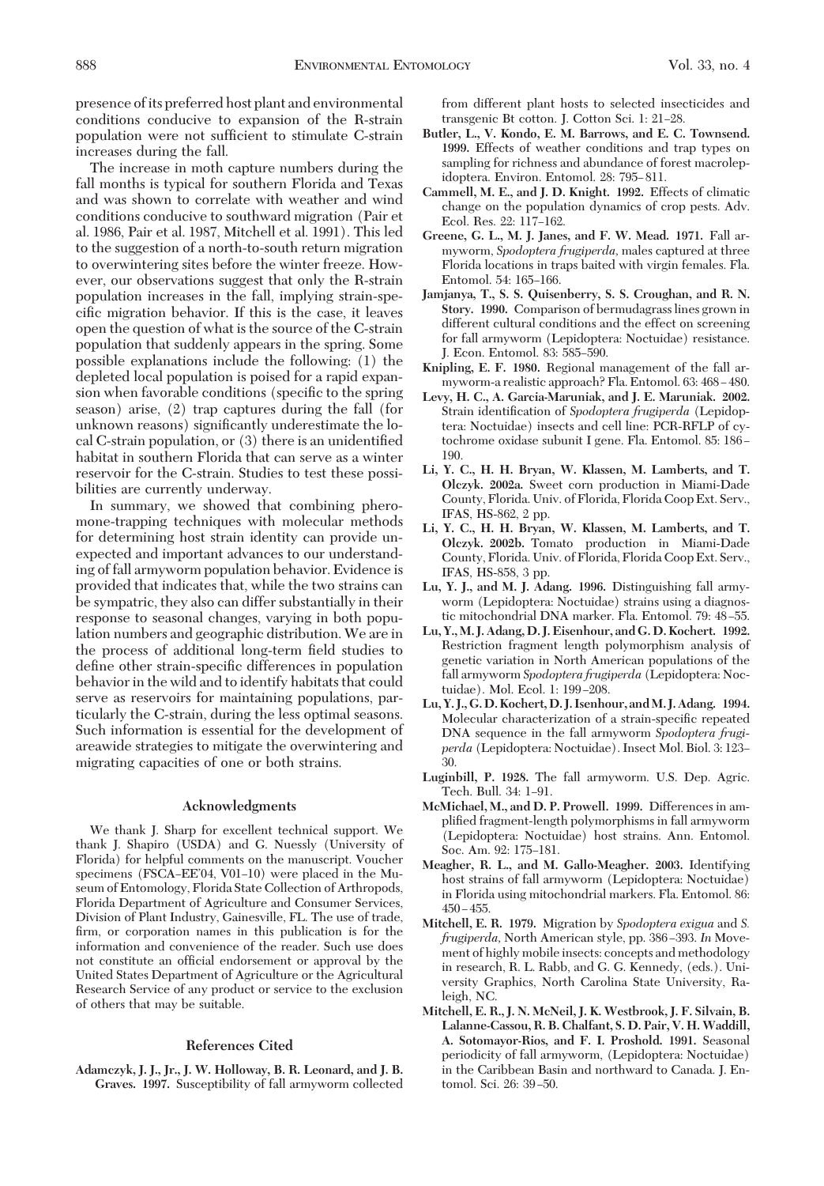presence of its preferred host plant and environmental conditions conducive to expansion of the R-strain population were not sufficient to stimulate C-strain increases during the fall.

The increase in moth capture numbers during the fall months is typical for southern Florida and Texas and was shown to correlate with weather and wind conditions conducive to southward migration (Pair et al. 1986, Pair et al. 1987, Mitchell et al. 1991). This led to the suggestion of a north-to-south return migration to overwintering sites before the winter freeze. However, our observations suggest that only the R-strain population increases in the fall, implying strain-specific migration behavior. If this is the case, it leaves open the question of what is the source of the C-strain population that suddenly appears in the spring. Some possible explanations include the following: (1) the depleted local population is poised for a rapid expansion when favorable conditions (specific to the spring season) arise, (2) trap captures during the fall (for unknown reasons) significantly underestimate the local C-strain population, or (3) there is an unidentified habitat in southern Florida that can serve as a winter reservoir for the C-strain. Studies to test these possibilities are currently underway.

In summary, we showed that combining pheromone-trapping techniques with molecular methods for determining host strain identity can provide unexpected and important advances to our understanding of fall armyworm population behavior. Evidence is provided that indicates that, while the two strains can be sympatric, they also can differ substantially in their response to seasonal changes, varying in both population numbers and geographic distribution. We are in the process of additional long-term field studies to define other strain-specific differences in population behavior in the wild and to identify habitats that could serve as reservoirs for maintaining populations, particularly the C-strain, during the less optimal seasons. Such information is essential for the development of areawide strategies to mitigate the overwintering and migrating capacities of one or both strains.

## Acknowledgments

We thank J. Sharp for excellent technical support. We thank J. Shapiro (USDA) and G. Nuessly (University of Florida) for helpful comments on the manuscript. Voucher specimens (FSCA–EE'04, V01–10) were placed in the Museum of Entomology, Florida State Collection of Arthropods, Florida Department of Agriculture and Consumer Services, Division of Plant Industry, Gainesville, FL. The use of trade, firm, or corporation names in this publication is for the information and convenience of the reader. Such use does not constitute an official endorsement or approval by the United States Department of Agriculture or the Agricultural Research Service of any product or service to the exclusion of others that may be suitable.

## References Cited

**Adamczyk, J. J., Jr., J. W. Holloway, B. R. Leonard, and J. B. Graves. 1997.** Susceptibility of fall armyworm collected from different plant hosts to selected insecticides and transgenic Bt cotton. J. Cotton Sci. 1: 21–28.

**Butler, L., V. Kondo, E. M. Barrows, and E. C. Townsend. 1999.** Effects of weather conditions and trap types on sampling for richness and abundance of forest macrolepidoptera. Environ. Entomol. 28: 795–811.

**Cammell, M. E., and J. D. Knight. 1992.** Effects of climatic change on the population dynamics of crop pests. Adv. Ecol. Res. 22: 117–162.

**Greene, G. L., M. J. Janes, and F. W. Mead. 1971.** Fall armyworm, *Spodoptera frugiperda*, males captured at three Florida locations in traps baited with virgin females. Fla. Entomol. 54: 165–166.

**Jamjanya, T., S. S. Quisenberry, S. S. Croughan, and R. N. Story. 1990.** Comparison of bermudagrass lines grown in different cultural conditions and the effect on screening for fall armyworm (Lepidoptera: Noctuidae) resistance. J. Econ. Entomol. 83: 585–590.

**Knipling, E. F. 1980.** Regional management of the fall armyworm-a realistic approach? Fla. Entomol. 63: 468–480.

**Levy, H. C., A. Garcia-Maruniak, and J. E. Maruniak. 2002.** Strain identification of *Spodoptera frugiperda* (Lepidoptera: Noctuidae) insects and cell line: PCR-RFLP of cytochrome oxidase subunit I gene. Fla. Entomol. 85: 186–190.

**Li, Y. C., H. H. Bryan, W. Klassen, M. Lamberts, and T. Olczyk. 2002a.** Sweet corn production in Miami-Dade County, Florida. Univ. of Florida, Florida Coop Ext. Serv., IFAS, HS-862, 2 pp.

**Li, Y. C., H. H. Bryan, W. Klassen, M. Lamberts, and T. Olczyk. 2002b.** Tomato production in Miami-Dade County, Florida. Univ. of Florida, Florida Coop Ext. Serv., IFAS, HS-858, 3 pp.

**Lu, Y. J., and M. J. Adang. 1996.** Distinguishing fall armyworm (Lepidoptera: Noctuidae) strains using a diagnostic mitochondrial DNA marker. Fla. Entomol. 79: 48–55.

**Lu, Y., M. J. Adang, D. J. Eisenhour, and G. D. Kochert. 1992.** Restriction fragment length polymorphism analysis of genetic variation in North American populations of the fall armyworm *Spodoptera frugiperda* (Lepidoptera: Noctuidae). Mol. Ecol. 1: 199–208.

**Lu, Y. J., G. D. Kochert, D. J. Isenhour, and M. J. Adang. 1994.** Molecular characterization of a strain-specific repeated DNA sequence in the fall armyworm *Spodoptera frugiperda* (Lepidoptera: Noctuidae). Insect Mol. Biol. 3: 123–30.

**Luginbill, P. 1928.** The fall armyworm. U.S. Dep. Agric. Tech. Bull. 34: 1–91.

**McMichael, M., and D. P. Prowell. 1999.** Differences in amplified fragment-length polymorphisms in fall armyworm (Lepidoptera: Noctuidae) host strains. Ann. Entomol. Soc. Am. 92: 175–181.

**Meagher, R. L., and M. Gallo-Meagher. 2003.** Identifying host strains of fall armyworm (Lepidoptera: Noctuidae) in Florida using mitochondrial markers. Fla. Entomol. 86: 450–455.

**Mitchell, E. R. 1979.** Migration by *Spodoptera exigua* and *S. frugiperda*, North American style, pp. 386–393. *In* Movement of highly mobile insects: concepts and methodology in research, R. L. Rabb, and G. G. Kennedy, (eds.). University Graphics, North Carolina State University, Raleigh, NC.

**Mitchell, E. R., J. N. McNeil, J. K. Westbrook, J. F. Silvain, B. Lalanne-Cassou, R. B. Chalfant, S. D. Pair, V. H. Waddill, A. Sotomayor-Rios, and F. I. Proshold. 1991.** Seasonal periodicity of fall armyworm, (Lepidoptera: Noctuidae) in the Caribbean Basin and northward to Canada. J. Entomol. Sci. 26: 39–50.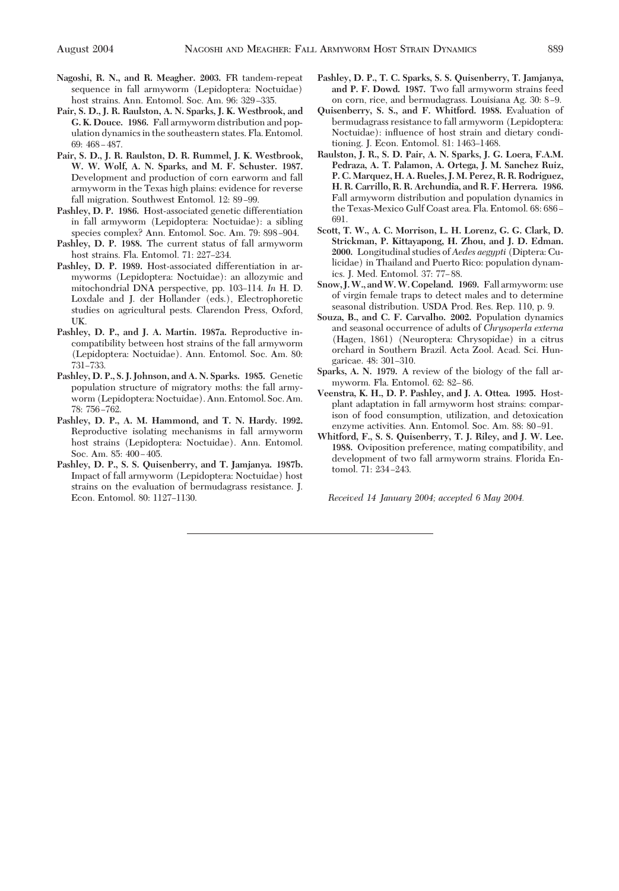**Nagoshi, R. N., and R. Meagher. 2003.** FR tandem-repeat sequence in fall armyworm (Lepidoptera: Noctuidae) host strains. Ann. Entomol. Soc. Am. 96: 329–335.

**Pair, S. D., J. R. Raulston, A. N. Sparks, J. K. Westbrook, and G. K. Douce. 1986.** Fall armyworm distribution and population dynamics in the southeastern states. Fla. Entomol. 69: 468–487.

**Pair, S. D., J. R. Raulston, D. R. Rummel, J. K. Westbrook, W. W. Wolf, A. N. Sparks, and M. F. Schuster. 1987.** Development and production of corn earworm and fall armyworm in the Texas high plains: evidence for reverse fall migration. Southwest Entomol. 12: 89–99.

**Pashley, D. P. 1986.** Host-associated genetic differentiation in fall armyworm (Lepidoptera: Noctuidae): a sibling species complex? Ann. Entomol. Soc. Am. 79: 898–904.

**Pashley, D. P. 1988.** The current status of fall armyworm host strains. Fla. Entomol. 71: 227–234.

**Pashley, D. P. 1989.** Host-associated differentiation in armyworms (Lepidoptera: Noctuidae): an allozymic and mitochondrial DNA perspective, pp. 103–114. *In* H. D. Loxdale and J. der Hollander (eds.), Electrophoretic studies on agricultural pests. Clarendon Press, Oxford, UK.

**Pashley, D. P., and J. A. Martin. 1987a.** Reproductive incompatibility between host strains of the fall armyworm (Lepidoptera: Noctuidae). Ann. Entomol. Soc. Am. 80: 731–733.

**Pashley, D. P., S. J. Johnson, and A. N. Sparks. 1985.** Genetic population structure of migratory moths: the fall armyworm (Lepidoptera: Noctuidae). Ann. Entomol. Soc. Am. 78: 756–762.

**Pashley, D. P., A. M. Hammond, and T. N. Hardy. 1992.** Reproductive isolating mechanisms in fall armyworm host strains (Lepidoptera: Noctuidae). Ann. Entomol. Soc. Am. 85: 400–405.

**Pashley, D. P., S. S. Quisenberry, and T. Jamjanya. 1987b.** Impact of fall armyworm (Lepidoptera: Noctuidae) host strains on the evaluation of bermudagrass resistance. J. Econ. Entomol. 80: 1127–1130.

**Pashley, D. P., T. C. Sparks, S. S. Quisenberry, T. Jamjanya, and P. F. Dowd. 1987.** Two fall armyworm strains feed on corn, rice, and bermudagrass. Louisiana Ag. 30: 8–9.

**Quisenberry, S. S., and F. Whitford. 1988.** Evaluation of bermudagrass resistance to fall armyworm (Lepidoptera: Noctuidae): influence of host strain and dietary conditioning. J. Econ. Entomol. 81: 1463–1468.

**Raulston, J. R., S. D. Pair, A. N. Sparks, J. G. Loera, F.A.M. Pedraza, A. T. Palamon, A. Ortega, J. M. Sanchez Ruiz, P. C. Marquez, H. A. Rueles, J. M. Perez, R. R. Rodriguez, H. R. Carrillo, R. R. Archundia, and R. F. Herrera. 1986.** Fall armyworm distribution and population dynamics in the Texas-Mexico Gulf Coast area. Fla. Entomol. 68: 686–691.

**Scott, T. W., A. C. Morrison, L. H. Lorenz, G. G. Clark, D. Strickman, P. Kittayapong, H. Zhou, and J. D. Edman. 2000.** Longitudinal studies of *Aedes aegypti* (Diptera: Culicidae) in Thailand and Puerto Rico: population dynamics. J. Med. Entomol. 37: 77–88.

**Snow, J. W., and W. W. Copeland. 1969.** Fall armyworm: use of virgin female traps to detect males and to determine seasonal distribution. USDA Prod. Res. Rep. 110, p. 9.

**Souza, B., and C. F. Carvalho. 2002.** Population dynamics and seasonal occurrence of adults of *Chrysoperla externa* (Hagen, 1861) (Neuroptera: Chrysopidae) in a citrus orchard in Southern Brazil. Acta Zool. Acad. Sci. Hungaricae. 48: 301–310.

**Sparks, A. N. 1979.** A review of the biology of the fall armyworm. Fla. Entomol. 62: 82–86.

**Veenstra, K. H., D. P. Pashley, and J. A. Ottea. 1995.** Host-plant adaptation in fall armyworm host strains: comparison of food consumption, utilization, and detoxication enzyme activities. Ann. Entomol. Soc. Am. 88: 80–91.

**Whitford, F., S. S. Quisenberry, T. J. Riley, and J. W. Lee. 1988.** Oviposition preference, mating compatibility, and development of two fall armyworm strains. Florida Entomol. 71: 234–243.

*Received 14 January 2004; accepted 6 May 2004.*